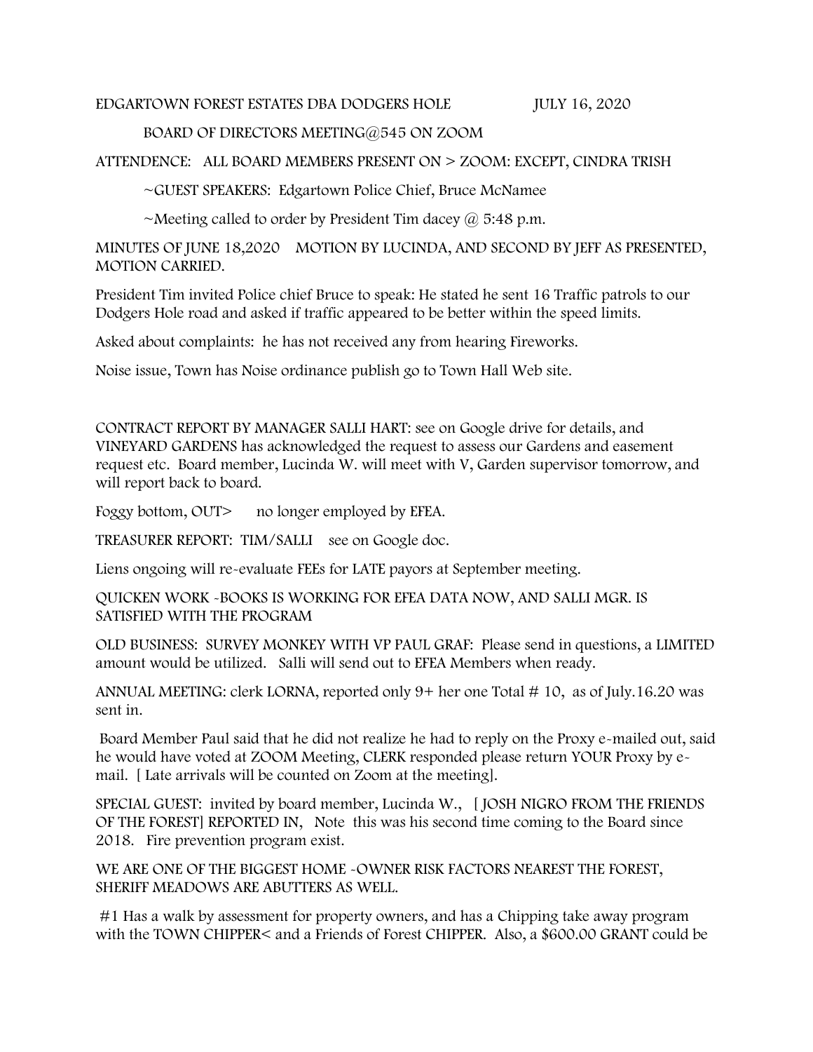EDGARTOWN FOREST ESTATES DBA DODGERS HOLE JULY 16, 2020

BOARD OF DIRECTORS MEETING@545 ON ZOOM

ATTENDENCE: ALL BOARD MEMBERS PRESENT ON > ZOOM: EXCEPT, CINDRA TRISH

~GUEST SPEAKERS: Edgartown Police Chief, Bruce McNamee

~Meeting called to order by President Tim dacey @ 5:48 p.m.

MINUTES OF JUNE 18,2020 MOTION BY LUCINDA, AND SECOND BY JEFF AS PRESENTED, MOTION CARRIED.

President Tim invited Police chief Bruce to speak: He stated he sent 16 Traffic patrols to our Dodgers Hole road and asked if traffic appeared to be better within the speed limits.

Asked about complaints: he has not received any from hearing Fireworks.

Noise issue, Town has Noise ordinance publish go to Town Hall Web site.

CONTRACT REPORT BY MANAGER SALLI HART: see on Google drive for details, and VINEYARD GARDENS has acknowledged the request to assess our Gardens and easement request etc. Board member, Lucinda W. will meet with V, Garden supervisor tomorrow, and will report back to board.

Foggy bottom, OUT> no longer employed by EFEA.

TREASURER REPORT: TIM/SALLI see on Google doc.

Liens ongoing will re-evaluate FEEs for LATE payors at September meeting.

QUICKEN WORK -BOOKS IS WORKING FOR EFEA DATA NOW, AND SALLI MGR. IS SATISFIED WITH THE PROGRAM

OLD BUSINESS: SURVEY MONKEY WITH VP PAUL GRAF: Please send in questions, a LIMITED amount would be utilized. Salli will send out to EFEA Members when ready.

ANNUAL MEETING: clerk LORNA, reported only 9+ her one Total # 10, as of July.16.20 was sent in.

Board Member Paul said that he did not realize he had to reply on the Proxy e-mailed out, said he would have voted at ZOOM Meeting, CLERK responded please return YOUR Proxy by e-mail. [ Late arrivals will be counted on Zoom at the meeting].

SPECIAL GUEST: invited by board member, Lucinda W., [ JOSH NIGRO FROM THE FRIENDS OF THE FOREST] REPORTED IN, Note this was his second time coming to the Board since 2018. Fire prevention program exist.

WE ARE ONE OF THE BIGGEST HOME -OWNER RISK FACTORS NEAREST THE FOREST, SHERIFF MEADOWS ARE ABUTTERS AS WELL.

#1 Has a walk by assessment for property owners, and has a Chipping take away program with the TOWN CHIPPER< and a Friends of Forest CHIPPER. Also, a $600.00 GRANT could be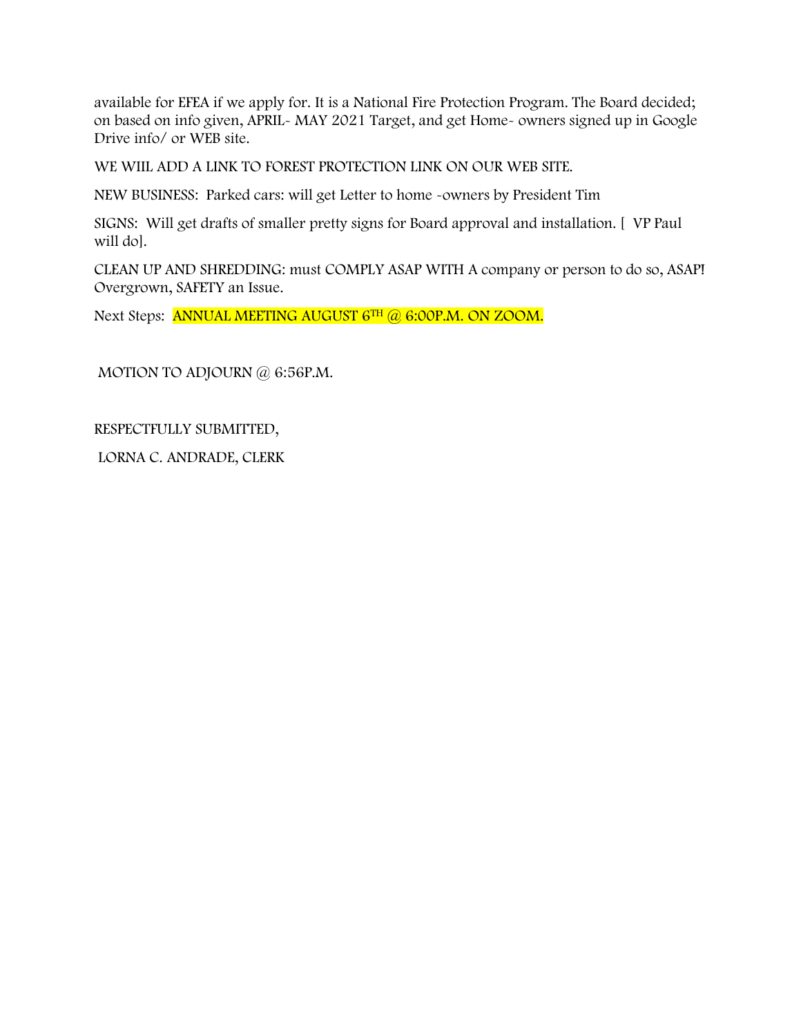available for EFEA if we apply for. It is a National Fire Protection Program. The Board decided; on based on info given, APRIL- MAY 2021 Target, and get Home- owners signed up in Google Drive info/ or WEB site.

WE WIIL ADD A LINK TO FOREST PROTECTION LINK ON OUR WEB SITE.

NEW BUSINESS: Parked cars: will get Letter to home -owners by President Tim

SIGNS: Will get drafts of smaller pretty signs for Board approval and installation. [ VP Paul will do].

CLEAN UP AND SHREDDING: must COMPLY ASAP WITH A company or person to do so, ASAP! Overgrown, SAFETY an Issue.

Next Steps: ANNUAL MEETING AUGUST 6TH @ 6:00P.M. ON ZOOM.

MOTION TO ADJOURN @ 6:56P.M.

RESPECTFULLY SUBMITTED,

LORNA C. ANDRADE, CLERK